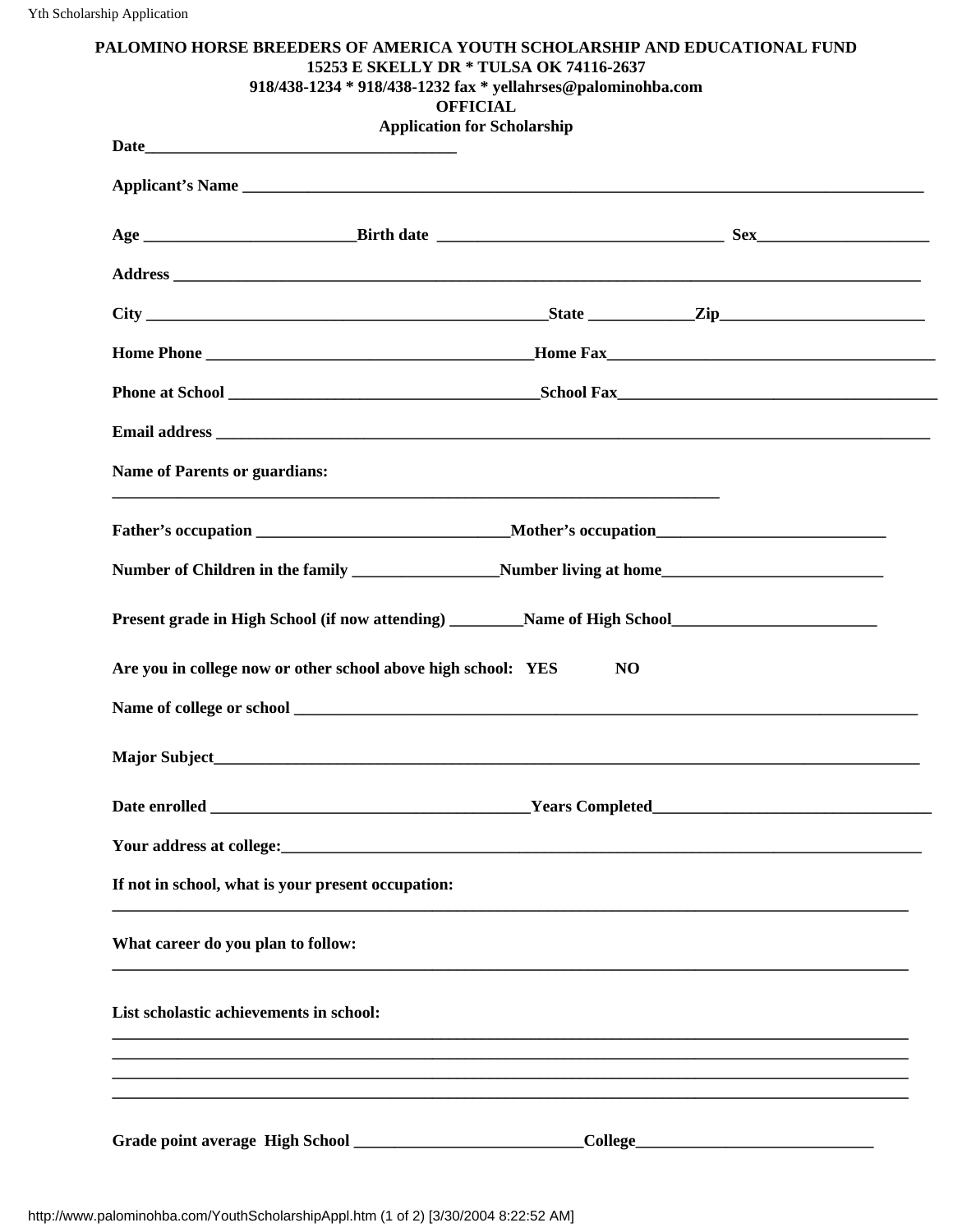**PALOMINO HORSE BREEDERS OF AMERICA YOUTH SCHOLARSHIP AND EDUCATIONAL FUND**
**15253 E SKELLY DR * TULSA OK 74116-2637**
**918/438-1234 * 918/438-1232 fax * yellahrses@palominohba.com**
**OFFICIAL**
**Application for Scholarship**

**Date**______________________________________

**Applicant's Name** ________________________________________________________________________________

**Age** _________________________**Birth date** __________________________________ **Sex**____________________

**Address** ___________________________________________________________________________________________

**City** ________________________________________________**State** ____________**Zip**_________________________

**Home Phone** _______________________________________**Home Fax**_______________________________________

**Phone at School** ____________________________________**School Fax**______________________________________

**Email address** _______________________________________________________________________________________

**Name of Parents or guardians:**

_____________________________________________________________________________

**Father's occupation** ______________________________**Mother's occupation**___________________________

**Number of Children in the family** _________________**Number living at home**__________________________

**Present grade in High School (if now attending)** _________**Name of High School**________________________

**Are you in college now or other school above high school: YES NO**

**Name of college or school** _____________________________________________________________________________

**Major Subject**_______________________________________________________________________________________

**Date enrolled** ______________________________________**Years Completed**_________________________________

**Your address at college:**_______________________________________________________________________________

**If not in school, what is your present occupation:**

_______________________________________________________________________________________________________

**What career do you plan to follow:**

_______________________________________________________________________________________________________

**List scholastic achievements in school:**

_______________________________________________________________________________________________________
_______________________________________________________________________________________________________
_______________________________________________________________________________________________________
_______________________________________________________________________________________________________

**Grade point average High School** ___________________________**College**____________________________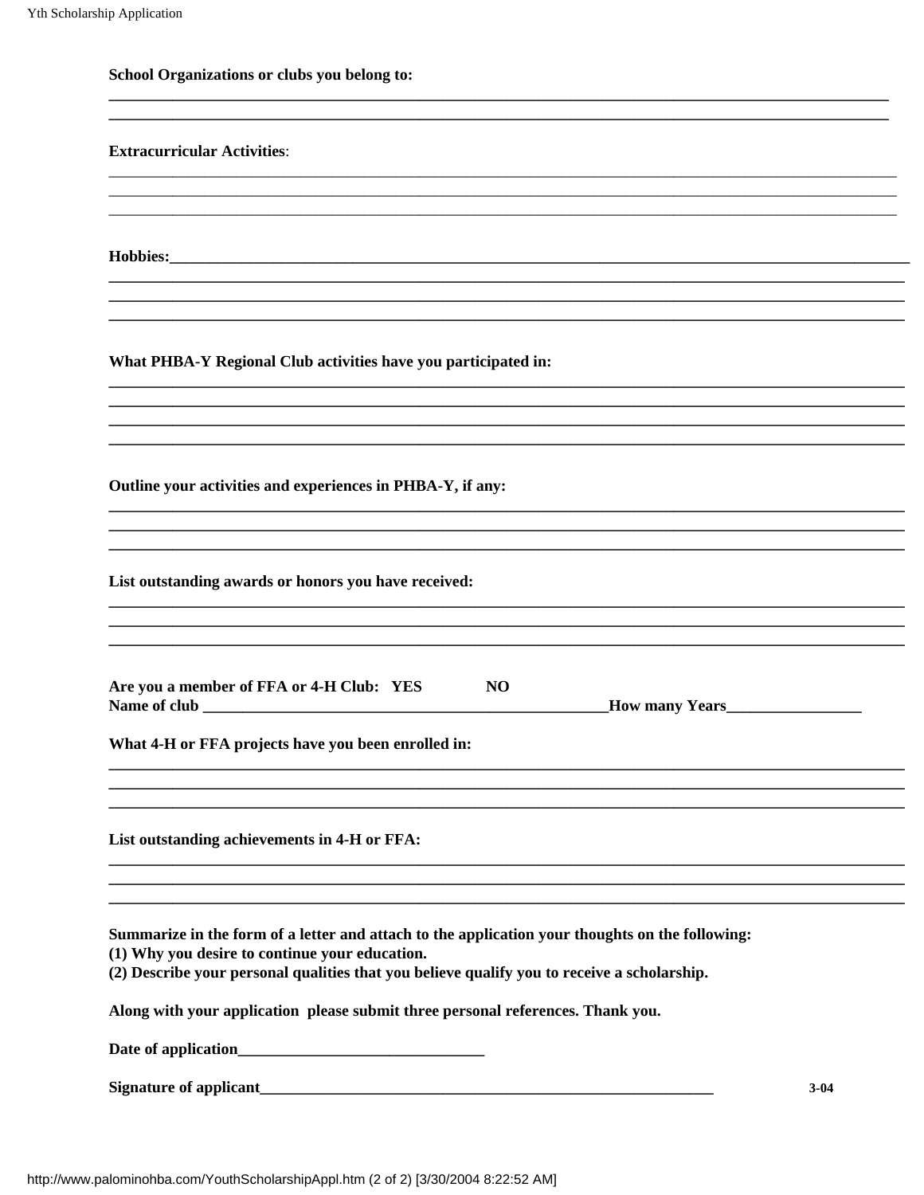**School Organizations or clubs you belong to:**

\_\_\_\_\_\_\_\_\_\_\_\_\_\_\_\_\_\_\_\_\_\_\_\_\_\_\_\_\_\_\_\_\_\_\_\_\_\_\_\_\_\_\_\_\_\_\_\_\_\_\_\_\_\_\_\_\_\_\_\_\_\_\_\_\_\_\_\_\_\_\_\_\_\_\_\_\_\_
\_\_\_\_\_\_\_\_\_\_\_\_\_\_\_\_\_\_\_\_\_\_\_\_\_\_\_\_\_\_\_\_\_\_\_\_\_\_\_\_\_\_\_\_\_\_\_\_\_\_\_\_\_\_\_\_\_\_\_\_\_\_\_\_\_\_\_\_\_\_\_\_\_\_\_\_\_\_

**Extracurricular Activities**:

\_\_\_\_\_\_\_\_\_\_\_\_\_\_\_\_\_\_\_\_\_\_\_\_\_\_\_\_\_\_\_\_\_\_\_\_\_\_\_\_\_\_\_\_\_\_\_\_\_\_\_\_\_\_\_\_\_\_\_\_\_\_\_\_\_\_\_\_\_\_\_\_\_\_\_\_\_\_
\_\_\_\_\_\_\_\_\_\_\_\_\_\_\_\_\_\_\_\_\_\_\_\_\_\_\_\_\_\_\_\_\_\_\_\_\_\_\_\_\_\_\_\_\_\_\_\_\_\_\_\_\_\_\_\_\_\_\_\_\_\_\_\_\_\_\_\_\_\_\_\_\_\_\_\_\_\_
\_\_\_\_\_\_\_\_\_\_\_\_\_\_\_\_\_\_\_\_\_\_\_\_\_\_\_\_\_\_\_\_\_\_\_\_\_\_\_\_\_\_\_\_\_\_\_\_\_\_\_\_\_\_\_\_\_\_\_\_\_\_\_\_\_\_\_\_\_\_\_\_\_\_\_\_\_\_

**Hobbies:**\_\_\_\_\_\_\_\_\_\_\_\_\_\_\_\_\_\_\_\_\_\_\_\_\_\_\_\_\_\_\_\_\_\_\_\_\_\_\_\_\_\_\_\_\_\_\_\_\_\_\_\_\_\_\_\_\_\_\_\_\_\_\_\_\_\_\_\_\_\_
\_\_\_\_\_\_\_\_\_\_\_\_\_\_\_\_\_\_\_\_\_\_\_\_\_\_\_\_\_\_\_\_\_\_\_\_\_\_\_\_\_\_\_\_\_\_\_\_\_\_\_\_\_\_\_\_\_\_\_\_\_\_\_\_\_\_\_\_\_\_\_\_\_\_\_\_\_\_
\_\_\_\_\_\_\_\_\_\_\_\_\_\_\_\_\_\_\_\_\_\_\_\_\_\_\_\_\_\_\_\_\_\_\_\_\_\_\_\_\_\_\_\_\_\_\_\_\_\_\_\_\_\_\_\_\_\_\_\_\_\_\_\_\_\_\_\_\_\_\_\_\_\_\_\_\_\_
\_\_\_\_\_\_\_\_\_\_\_\_\_\_\_\_\_\_\_\_\_\_\_\_\_\_\_\_\_\_\_\_\_\_\_\_\_\_\_\_\_\_\_\_\_\_\_\_\_\_\_\_\_\_\_\_\_\_\_\_\_\_\_\_\_\_\_\_\_\_\_\_\_\_\_\_\_\_

**What PHBA-Y Regional Club activities have you participated in:**

\_\_\_\_\_\_\_\_\_\_\_\_\_\_\_\_\_\_\_\_\_\_\_\_\_\_\_\_\_\_\_\_\_\_\_\_\_\_\_\_\_\_\_\_\_\_\_\_\_\_\_\_\_\_\_\_\_\_\_\_\_\_\_\_\_\_\_\_\_\_\_\_\_\_\_\_\_\_
\_\_\_\_\_\_\_\_\_\_\_\_\_\_\_\_\_\_\_\_\_\_\_\_\_\_\_\_\_\_\_\_\_\_\_\_\_\_\_\_\_\_\_\_\_\_\_\_\_\_\_\_\_\_\_\_\_\_\_\_\_\_\_\_\_\_\_\_\_\_\_\_\_\_\_\_\_\_
\_\_\_\_\_\_\_\_\_\_\_\_\_\_\_\_\_\_\_\_\_\_\_\_\_\_\_\_\_\_\_\_\_\_\_\_\_\_\_\_\_\_\_\_\_\_\_\_\_\_\_\_\_\_\_\_\_\_\_\_\_\_\_\_\_\_\_\_\_\_\_\_\_\_\_\_\_\_
\_\_\_\_\_\_\_\_\_\_\_\_\_\_\_\_\_\_\_\_\_\_\_\_\_\_\_\_\_\_\_\_\_\_\_\_\_\_\_\_\_\_\_\_\_\_\_\_\_\_\_\_\_\_\_\_\_\_\_\_\_\_\_\_\_\_\_\_\_\_\_\_\_\_\_\_\_\_

**Outline your activities and experiences in PHBA-Y, if any:**

\_\_\_\_\_\_\_\_\_\_\_\_\_\_\_\_\_\_\_\_\_\_\_\_\_\_\_\_\_\_\_\_\_\_\_\_\_\_\_\_\_\_\_\_\_\_\_\_\_\_\_\_\_\_\_\_\_\_\_\_\_\_\_\_\_\_\_\_\_\_\_\_\_\_\_\_\_\_
\_\_\_\_\_\_\_\_\_\_\_\_\_\_\_\_\_\_\_\_\_\_\_\_\_\_\_\_\_\_\_\_\_\_\_\_\_\_\_\_\_\_\_\_\_\_\_\_\_\_\_\_\_\_\_\_\_\_\_\_\_\_\_\_\_\_\_\_\_\_\_\_\_\_\_\_\_\_
\_\_\_\_\_\_\_\_\_\_\_\_\_\_\_\_\_\_\_\_\_\_\_\_\_\_\_\_\_\_\_\_\_\_\_\_\_\_\_\_\_\_\_\_\_\_\_\_\_\_\_\_\_\_\_\_\_\_\_\_\_\_\_\_\_\_\_\_\_\_\_\_\_\_\_\_\_\_

**List outstanding awards or honors you have received:**

\_\_\_\_\_\_\_\_\_\_\_\_\_\_\_\_\_\_\_\_\_\_\_\_\_\_\_\_\_\_\_\_\_\_\_\_\_\_\_\_\_\_\_\_\_\_\_\_\_\_\_\_\_\_\_\_\_\_\_\_\_\_\_\_\_\_\_\_\_\_\_\_\_\_\_\_\_\_
\_\_\_\_\_\_\_\_\_\_\_\_\_\_\_\_\_\_\_\_\_\_\_\_\_\_\_\_\_\_\_\_\_\_\_\_\_\_\_\_\_\_\_\_\_\_\_\_\_\_\_\_\_\_\_\_\_\_\_\_\_\_\_\_\_\_\_\_\_\_\_\_\_\_\_\_\_\_
\_\_\_\_\_\_\_\_\_\_\_\_\_\_\_\_\_\_\_\_\_\_\_\_\_\_\_\_\_\_\_\_\_\_\_\_\_\_\_\_\_\_\_\_\_\_\_\_\_\_\_\_\_\_\_\_\_\_\_\_\_\_\_\_\_\_\_\_\_\_\_\_\_\_\_\_\_\_

**Are you a member of FFA or 4-H Club: YES NO**
**Name of club** \_\_\_\_\_\_\_\_\_\_\_\_\_\_\_\_\_\_\_\_\_\_\_\_\_\_\_\_\_\_\_\_\_\_\_\_\_\_\_\_\_\_\_\_\_\_\_\_**How many Years**\_\_\_\_\_\_\_\_\_\_\_\_\_\_\_\_

**What 4-H or FFA projects have you been enrolled in:**

\_\_\_\_\_\_\_\_\_\_\_\_\_\_\_\_\_\_\_\_\_\_\_\_\_\_\_\_\_\_\_\_\_\_\_\_\_\_\_\_\_\_\_\_\_\_\_\_\_\_\_\_\_\_\_\_\_\_\_\_\_\_\_\_\_\_\_\_\_\_\_\_\_\_\_\_\_\_
\_\_\_\_\_\_\_\_\_\_\_\_\_\_\_\_\_\_\_\_\_\_\_\_\_\_\_\_\_\_\_\_\_\_\_\_\_\_\_\_\_\_\_\_\_\_\_\_\_\_\_\_\_\_\_\_\_\_\_\_\_\_\_\_\_\_\_\_\_\_\_\_\_\_\_\_\_\_
\_\_\_\_\_\_\_\_\_\_\_\_\_\_\_\_\_\_\_\_\_\_\_\_\_\_\_\_\_\_\_\_\_\_\_\_\_\_\_\_\_\_\_\_\_\_\_\_\_\_\_\_\_\_\_\_\_\_\_\_\_\_\_\_\_\_\_\_\_\_\_\_\_\_\_\_\_\_

**List outstanding achievements in 4-H or FFA:**

\_\_\_\_\_\_\_\_\_\_\_\_\_\_\_\_\_\_\_\_\_\_\_\_\_\_\_\_\_\_\_\_\_\_\_\_\_\_\_\_\_\_\_\_\_\_\_\_\_\_\_\_\_\_\_\_\_\_\_\_\_\_\_\_\_\_\_\_\_\_\_\_\_\_\_\_\_\_
\_\_\_\_\_\_\_\_\_\_\_\_\_\_\_\_\_\_\_\_\_\_\_\_\_\_\_\_\_\_\_\_\_\_\_\_\_\_\_\_\_\_\_\_\_\_\_\_\_\_\_\_\_\_\_\_\_\_\_\_\_\_\_\_\_\_\_\_\_\_\_\_\_\_\_\_\_\_
\_\_\_\_\_\_\_\_\_\_\_\_\_\_\_\_\_\_\_\_\_\_\_\_\_\_\_\_\_\_\_\_\_\_\_\_\_\_\_\_\_\_\_\_\_\_\_\_\_\_\_\_\_\_\_\_\_\_\_\_\_\_\_\_\_\_\_\_\_\_\_\_\_\_\_\_\_\_

**Summarize in the form of a letter and attach to the application your thoughts on the following:**
**(1) Why you desire to continue your education.**
**(2) Describe your personal qualities that you believe qualify you to receive a scholarship.**

**Along with your application please submit three personal references. Thank you.**

**Date of application**\_\_\_\_\_\_\_\_\_\_\_\_\_\_\_\_\_\_\_\_\_\_\_\_\_\_\_\_\_\_

**Signature of applicant**\_\_\_\_\_\_\_\_\_\_\_\_\_\_\_\_\_\_\_\_\_\_\_\_\_\_\_\_\_\_\_\_\_\_\_\_\_\_\_\_\_\_\_\_\_\_\_\_\_\_\_\_\_\_\_ **3-04**